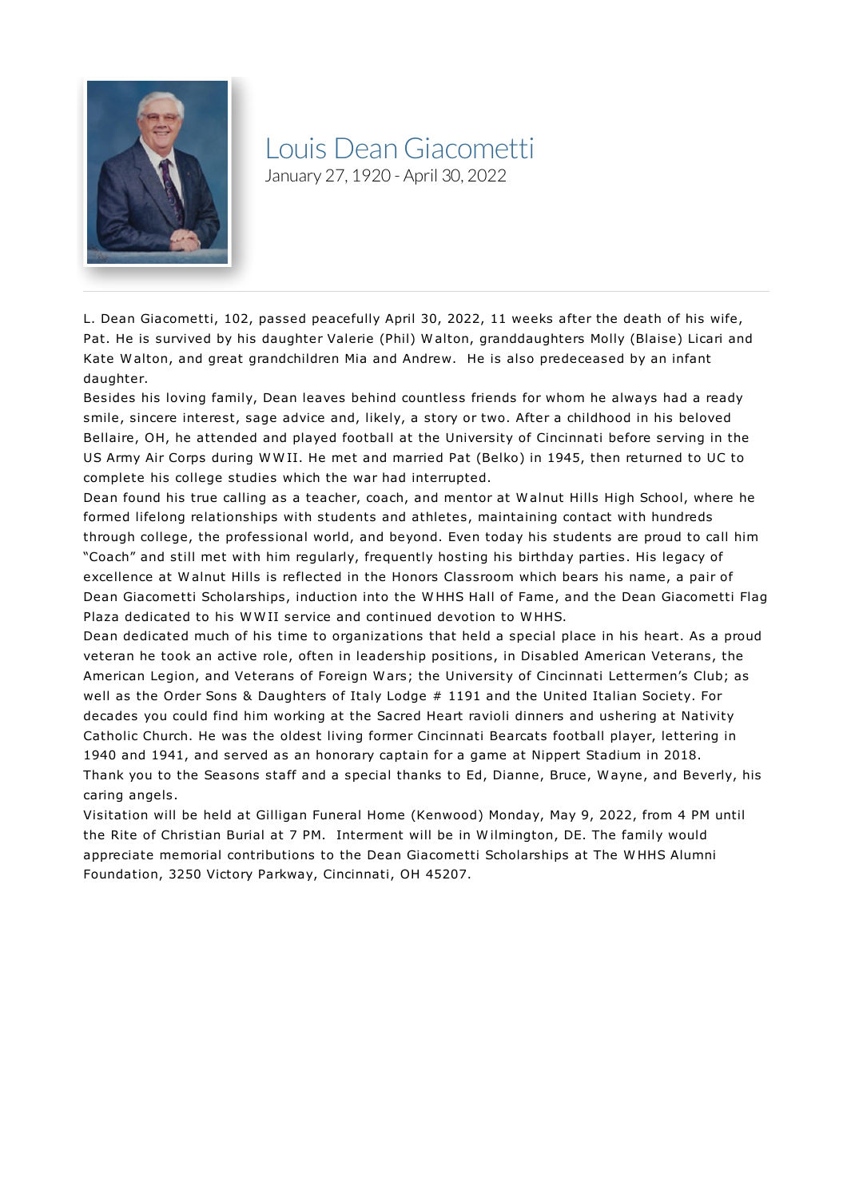# Louis Dean Giacometti

January 27, 1920 - April 30, 2022

L. Dean Giacometti, 102, passed peacefully April 30, 2022, 11 weeks after the death of his wife, Pat. He is survived by his daughter Valerie (Phil) Walton, granddaughters Molly (Blaise) Licari and Kate Walton, and great grandchildren Mia and Andrew.  He is also predeceased by an infant daughter.

Besides his loving family, Dean leaves behind countless friends for whom he always had a ready smile, sincere interest, sage advice and, likely, a story or two. After a childhood in his beloved Bellaire, OH, he attended and played football at the University of Cincinnati before serving in the US Army Air Corps during WWII. He met and married Pat (Belko) in 1945, then returned to UC to complete his college studies which the war had interrupted.

Dean found his true calling as a teacher, coach, and mentor at Walnut Hills High School, where he formed lifelong relationships with students and athletes, maintaining contact with hundreds through college, the professional world, and beyond. Even today his students are proud to call him "Coach" and still met with him regularly, frequently hosting his birthday parties. His legacy of excellence at Walnut Hills is reflected in the Honors Classroom which bears his name, a pair of Dean Giacometti Scholarships, induction into the WHHS Hall of Fame, and the Dean Giacometti Flag Plaza dedicated to his WWII service and continued devotion to WHHS.

Dean dedicated much of his time to organizations that held a special place in his heart. As a proud veteran he took an active role, often in leadership positions, in Disabled American Veterans, the American Legion, and Veterans of Foreign Wars; the University of Cincinnati Lettermen's Club; as well as the Order Sons & Daughters of Italy Lodge # 1191 and the United Italian Society. For decades you could find him working at the Sacred Heart ravioli dinners and ushering at Nativity Catholic Church. He was the oldest living former Cincinnati Bearcats football player, lettering in 1940 and 1941, and served as an honorary captain for a game at Nippert Stadium in 2018.

Thank you to the Seasons staff and a special thanks to Ed, Dianne, Bruce, Wayne, and Beverly, his caring angels.

Visitation will be held at Gilligan Funeral Home (Kenwood) Monday, May 9, 2022, from 4 PM until the Rite of Christian Burial at 7 PM.  Interment will be in Wilmington, DE. The family would appreciate memorial contributions to the Dean Giacometti Scholarships at The WHHS Alumni Foundation, 3250 Victory Parkway, Cincinnati, OH 45207.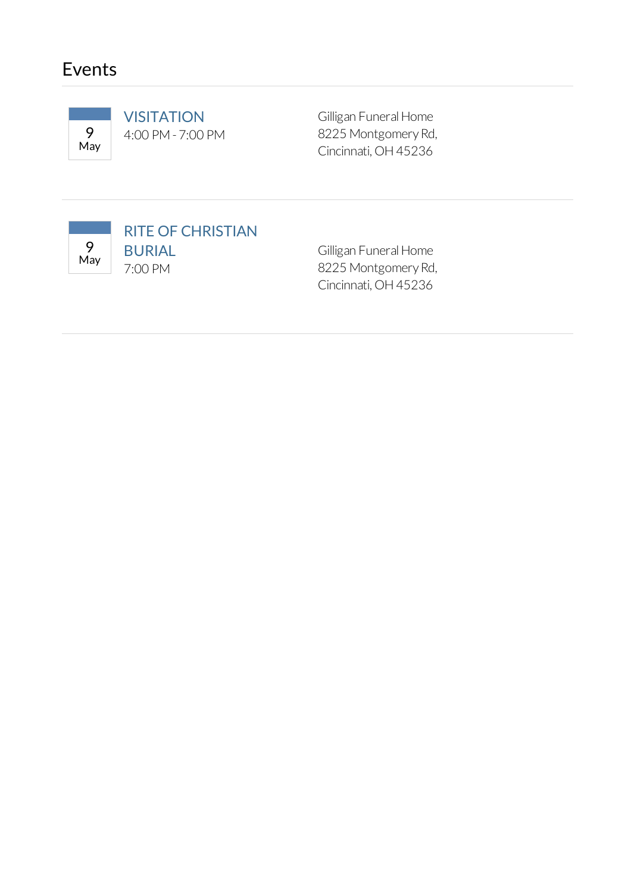## Events

9
May

### VISITATION

4:00 PM - 7:00 PM

Gilligan Funeral Home
8225 Montgomery Rd,
Cincinnati, OH 45236

---

9
May

### RITE OF CHRISTIAN BURIAL

7:00 PM

Gilligan Funeral Home
8225 Montgomery Rd,
Cincinnati, OH 45236

---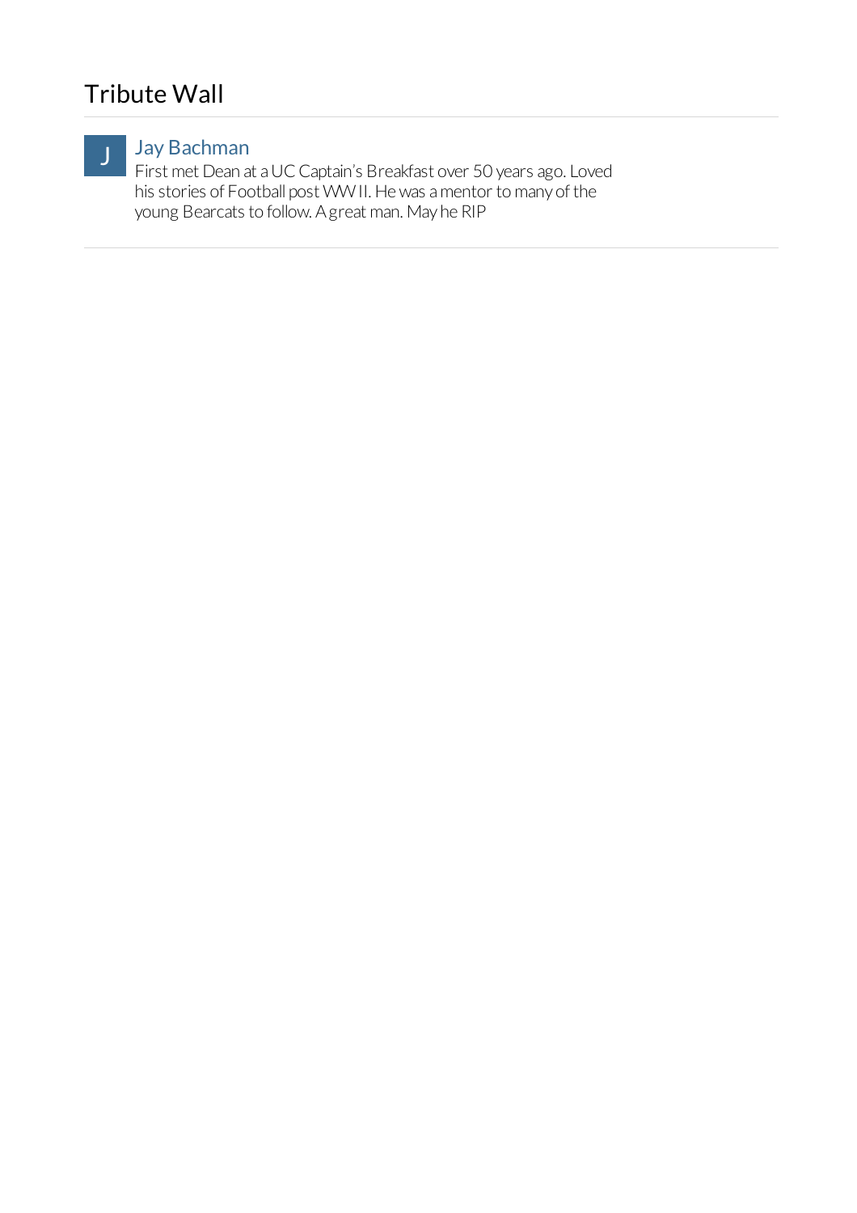## Tribute Wall

J

**Jay Bachman**

First met Dean at a UC Captain's Breakfast over 50 years ago. Loved his stories of Football post WW II. He was a mentor to many of the young Bearcats to follow. A great man. May he RIP